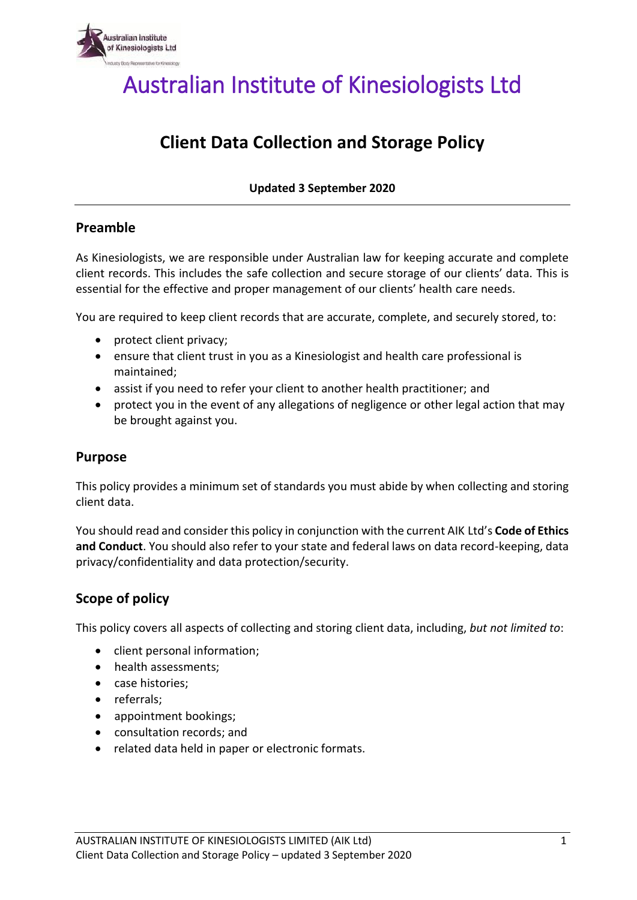# Australian Institute of Kinesiologists Ltd

## Client Data Collection and Storage Policy

**Updated 3 September 2020**

---

### Preamble

As Kinesiologists, we are responsible under Australian law for keeping accurate and complete client records. This includes the safe collection and secure storage of our clients' data. This is essential for the effective and proper management of our clients' health care needs.

You are required to keep client records that are accurate, complete, and securely stored, to:

- protect client privacy;
- ensure that client trust in you as a Kinesiologist and health care professional is maintained;
- assist if you need to refer your client to another health practitioner; and
- protect you in the event of any allegations of negligence or other legal action that may be brought against you.

### Purpose

This policy provides a minimum set of standards you must abide by when collecting and storing client data.

You should read and consider this policy in conjunction with the current AIK Ltd's **Code of Ethics and Conduct**. You should also refer to your state and federal laws on data record-keeping, data privacy/confidentiality and data protection/security.

### Scope of policy

This policy covers all aspects of collecting and storing client data, including, *but not limited to*:

- client personal information;
- health assessments;
- case histories;
- referrals;
- appointment bookings;
- consultation records; and
- related data held in paper or electronic formats.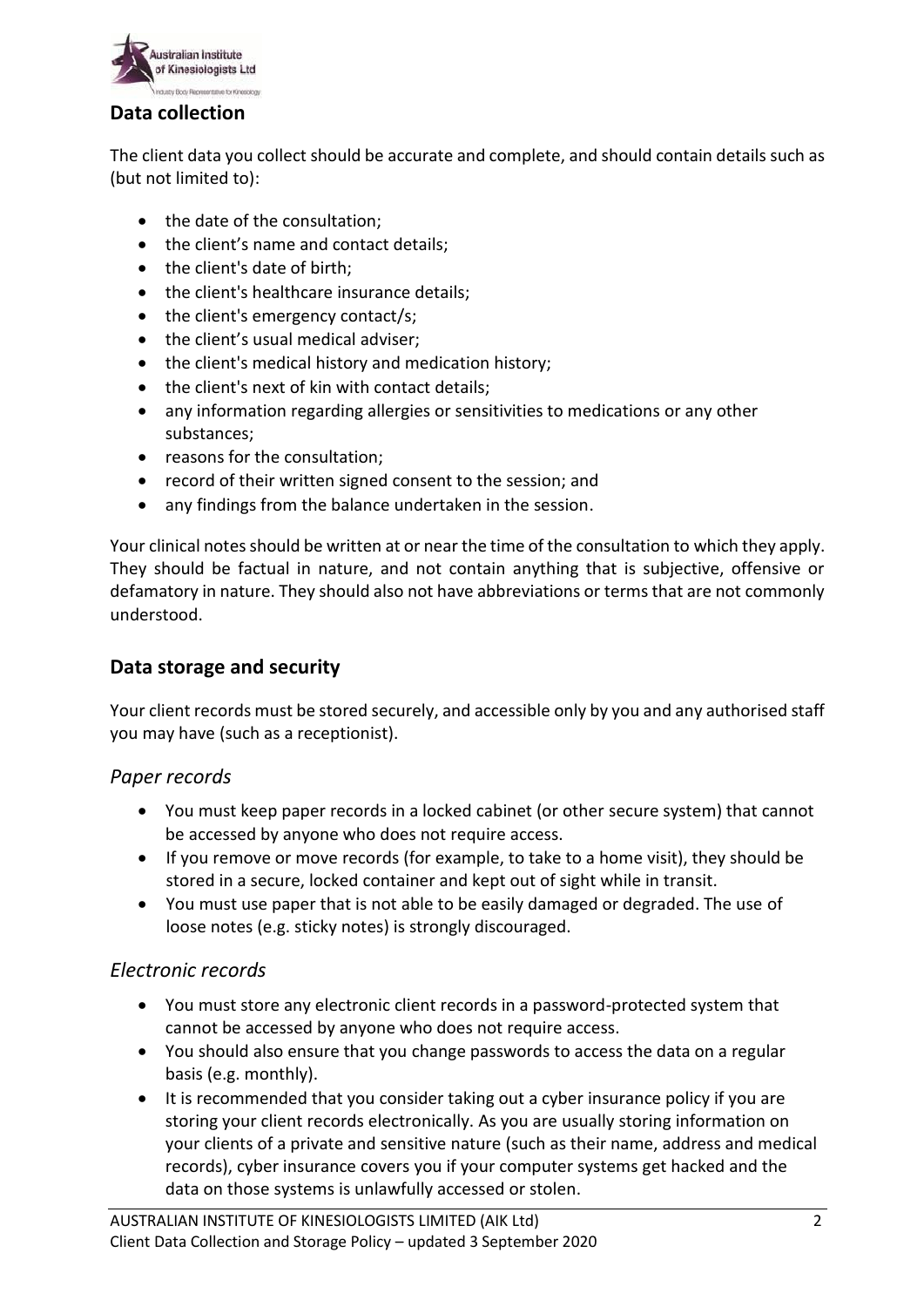## Data collection

The client data you collect should be accurate and complete, and should contain details such as (but not limited to):

- the date of the consultation;
- the client's name and contact details;
- the client's date of birth;
- the client's healthcare insurance details;
- the client's emergency contact/s;
- the client's usual medical adviser;
- the client's medical history and medication history;
- the client's next of kin with contact details;
- any information regarding allergies or sensitivities to medications or any other substances;
- reasons for the consultation;
- record of their written signed consent to the session; and
- any findings from the balance undertaken in the session.

Your clinical notes should be written at or near the time of the consultation to which they apply. They should be factual in nature, and not contain anything that is subjective, offensive or defamatory in nature. They should also not have abbreviations or terms that are not commonly understood.

## Data storage and security

Your client records must be stored securely, and accessible only by you and any authorised staff you may have (such as a receptionist).

### *Paper records*

- You must keep paper records in a locked cabinet (or other secure system) that cannot be accessed by anyone who does not require access.
- If you remove or move records (for example, to take to a home visit), they should be stored in a secure, locked container and kept out of sight while in transit.
- You must use paper that is not able to be easily damaged or degraded. The use of loose notes (e.g. sticky notes) is strongly discouraged.

### *Electronic records*

- You must store any electronic client records in a password-protected system that cannot be accessed by anyone who does not require access.
- You should also ensure that you change passwords to access the data on a regular basis (e.g. monthly).
- It is recommended that you consider taking out a cyber insurance policy if you are storing your client records electronically. As you are usually storing information on your clients of a private and sensitive nature (such as their name, address and medical records), cyber insurance covers you if your computer systems get hacked and the data on those systems is unlawfully accessed or stolen.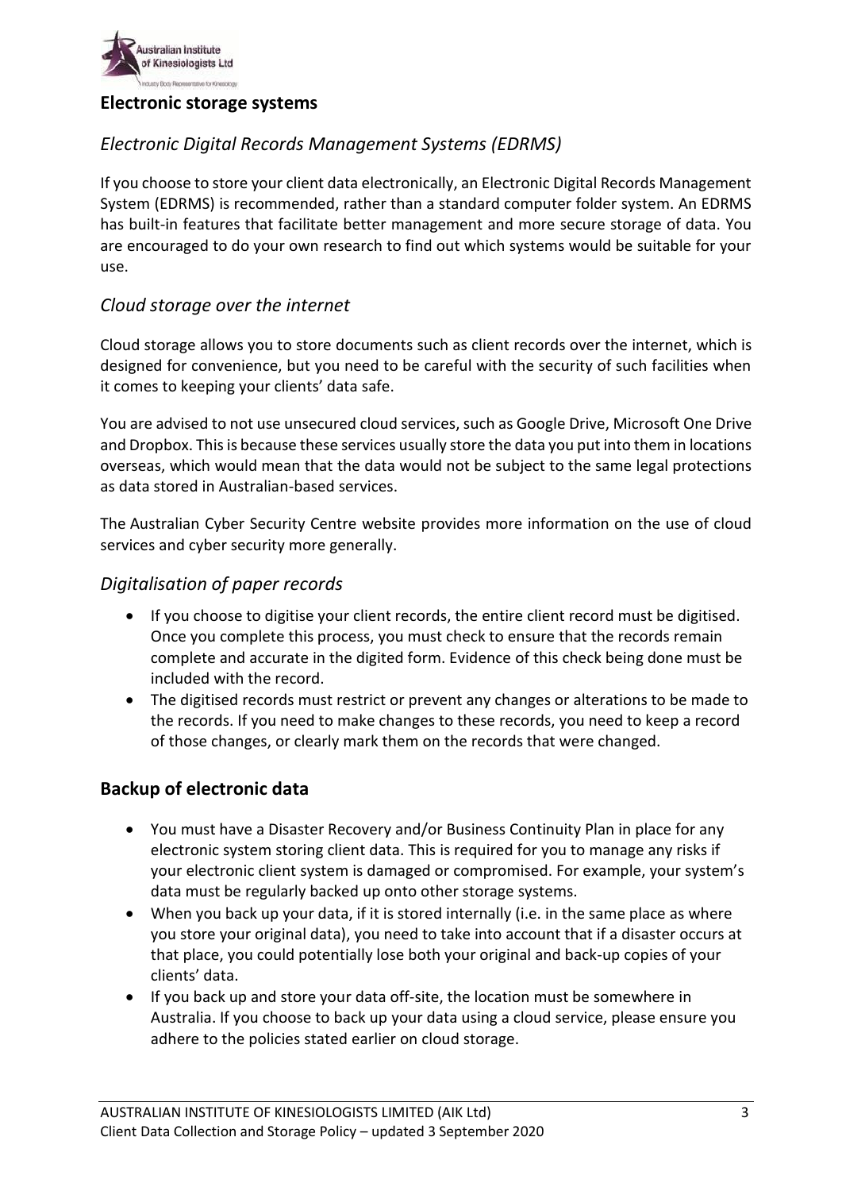## Electronic storage systems

### *Electronic Digital Records Management Systems (EDRMS)*

If you choose to store your client data electronically, an Electronic Digital Records Management System (EDRMS) is recommended, rather than a standard computer folder system. An EDRMS has built-in features that facilitate better management and more secure storage of data. You are encouraged to do your own research to find out which systems would be suitable for your use.

### *Cloud storage over the internet*

Cloud storage allows you to store documents such as client records over the internet, which is designed for convenience, but you need to be careful with the security of such facilities when it comes to keeping your clients' data safe.

You are advised to not use unsecured cloud services, such as Google Drive, Microsoft One Drive and Dropbox. This is because these services usually store the data you put into them in locations overseas, which would mean that the data would not be subject to the same legal protections as data stored in Australian-based services.

The Australian Cyber Security Centre website provides more information on the use of cloud services and cyber security more generally.

### *Digitalisation of paper records*

- If you choose to digitise your client records, the entire client record must be digitised. Once you complete this process, you must check to ensure that the records remain complete and accurate in the digited form. Evidence of this check being done must be included with the record.
- The digitised records must restrict or prevent any changes or alterations to be made to the records. If you need to make changes to these records, you need to keep a record of those changes, or clearly mark them on the records that were changed.

## Backup of electronic data

- You must have a Disaster Recovery and/or Business Continuity Plan in place for any electronic system storing client data. This is required for you to manage any risks if your electronic client system is damaged or compromised. For example, your system's data must be regularly backed up onto other storage systems.
- When you back up your data, if it is stored internally (i.e. in the same place as where you store your original data), you need to take into account that if a disaster occurs at that place, you could potentially lose both your original and back-up copies of your clients' data.
- If you back up and store your data off-site, the location must be somewhere in Australia. If you choose to back up your data using a cloud service, please ensure you adhere to the policies stated earlier on cloud storage.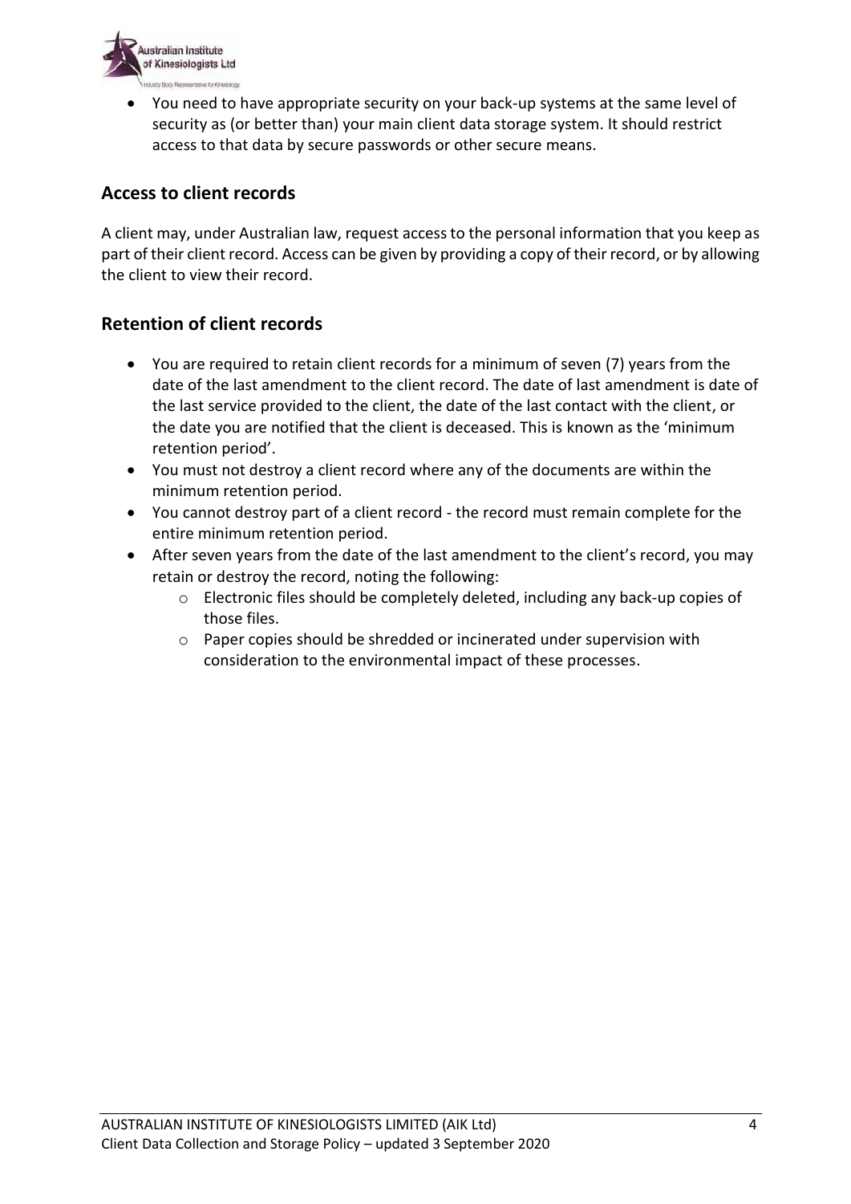- You need to have appropriate security on your back-up systems at the same level of security as (or better than) your main client data storage system. It should restrict access to that data by secure passwords or other secure means.

## Access to client records

A client may, under Australian law, request access to the personal information that you keep as part of their client record. Access can be given by providing a copy of their record, or by allowing the client to view their record.

## Retention of client records

- You are required to retain client records for a minimum of seven (7) years from the date of the last amendment to the client record. The date of last amendment is date of the last service provided to the client, the date of the last contact with the client, or the date you are notified that the client is deceased. This is known as the 'minimum retention period'.
- You must not destroy a client record where any of the documents are within the minimum retention period.
- You cannot destroy part of a client record - the record must remain complete for the entire minimum retention period.
- After seven years from the date of the last amendment to the client's record, you may retain or destroy the record, noting the following:
  - Electronic files should be completely deleted, including any back-up copies of those files.
  - Paper copies should be shredded or incinerated under supervision with consideration to the environmental impact of these processes.